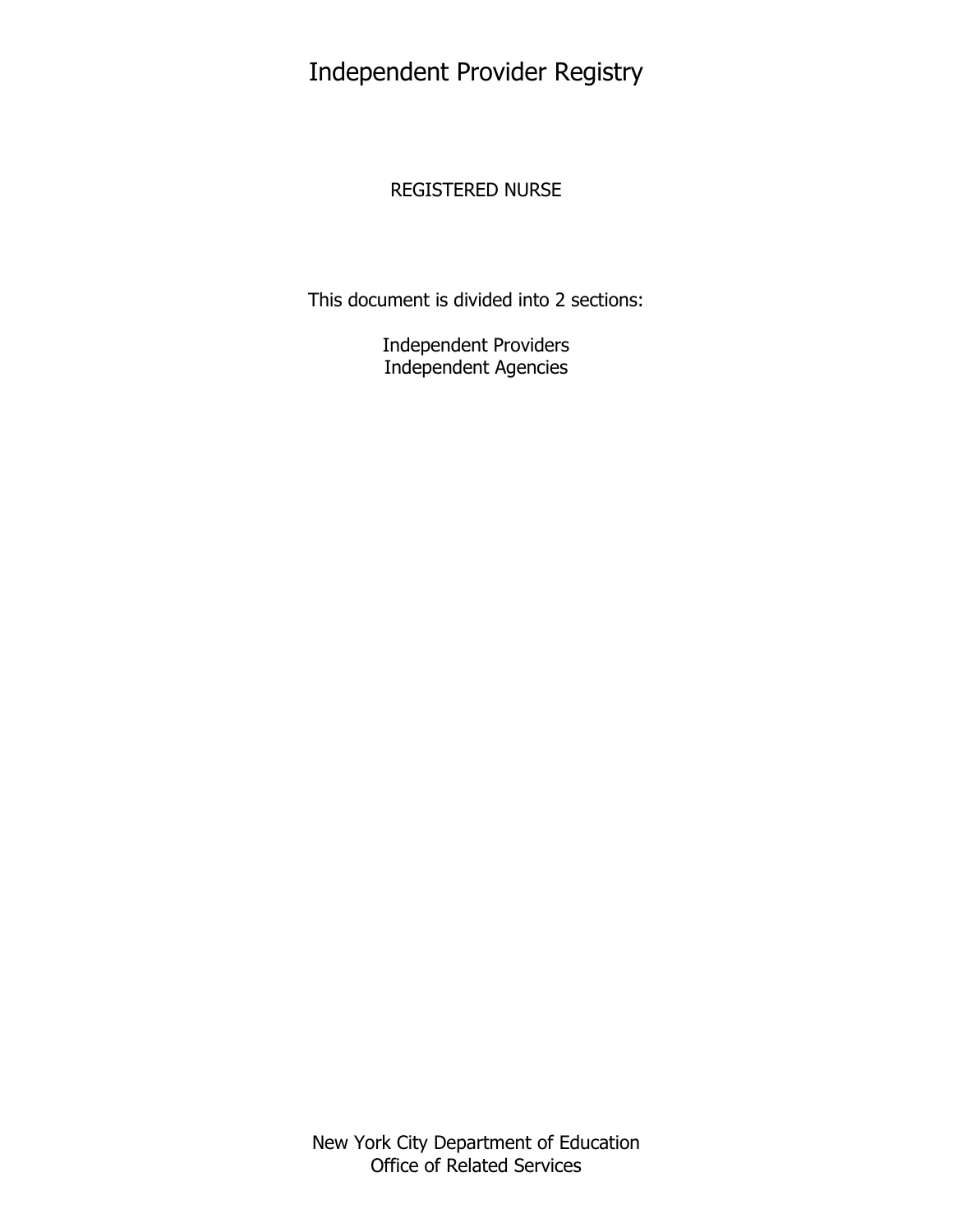# Independent Provider Registry

REGISTERED NURSE

This document is divided into 2 sections:

Independent Providers
Independent Agencies

New York City Department of Education
Office of Related Services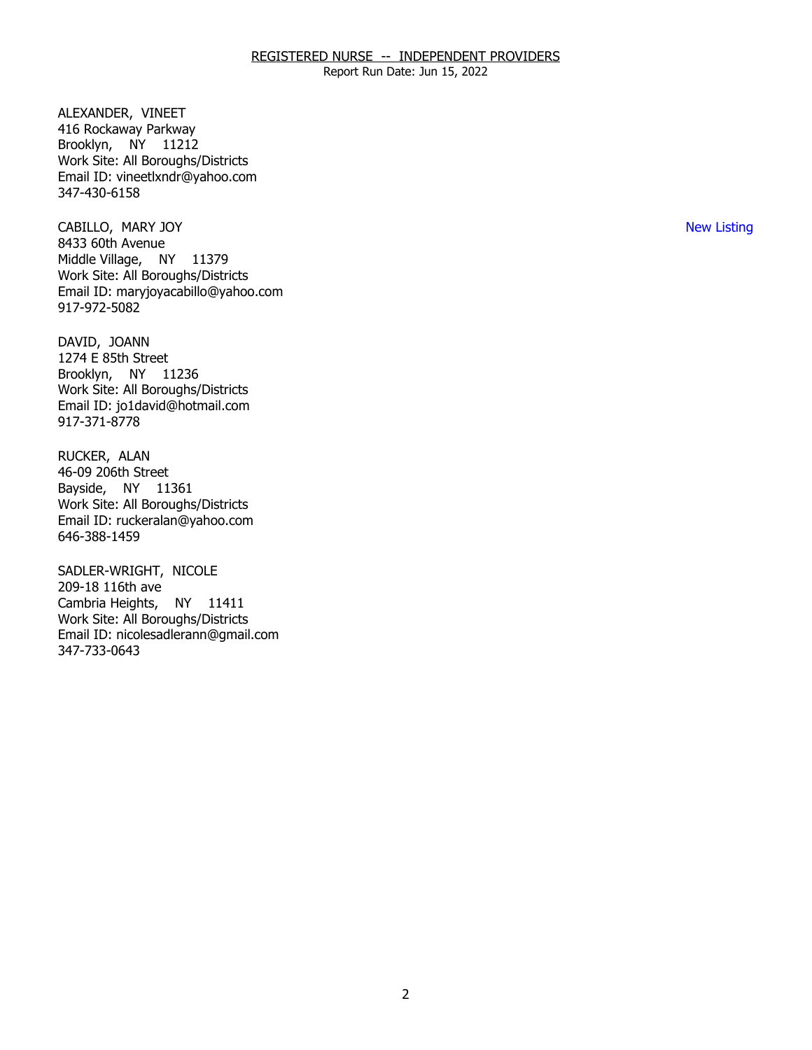REGISTERED NURSE -- INDEPENDENT PROVIDERS

Report Run Date: Jun 15, 2022

ALEXANDER, VINEET
416 Rockaway Parkway
Brooklyn, NY 11212
Work Site: All Boroughs/Districts
Email ID: vineetlxndr@yahoo.com
347-430-6158

CABILLO, MARY JOY — New Listing
8433 60th Avenue
Middle Village, NY 11379
Work Site: All Boroughs/Districts
Email ID: maryjoyacabillo@yahoo.com
917-972-5082

DAVID, JOANN
1274 E 85th Street
Brooklyn, NY 11236
Work Site: All Boroughs/Districts
Email ID: jo1david@hotmail.com
917-371-8778

RUCKER, ALAN
46-09 206th Street
Bayside, NY 11361
Work Site: All Boroughs/Districts
Email ID: ruckeralan@yahoo.com
646-388-1459

SADLER-WRIGHT, NICOLE
209-18 116th ave
Cambria Heights, NY 11411
Work Site: All Boroughs/Districts
Email ID: nicolesadlerann@gmail.com
347-733-0643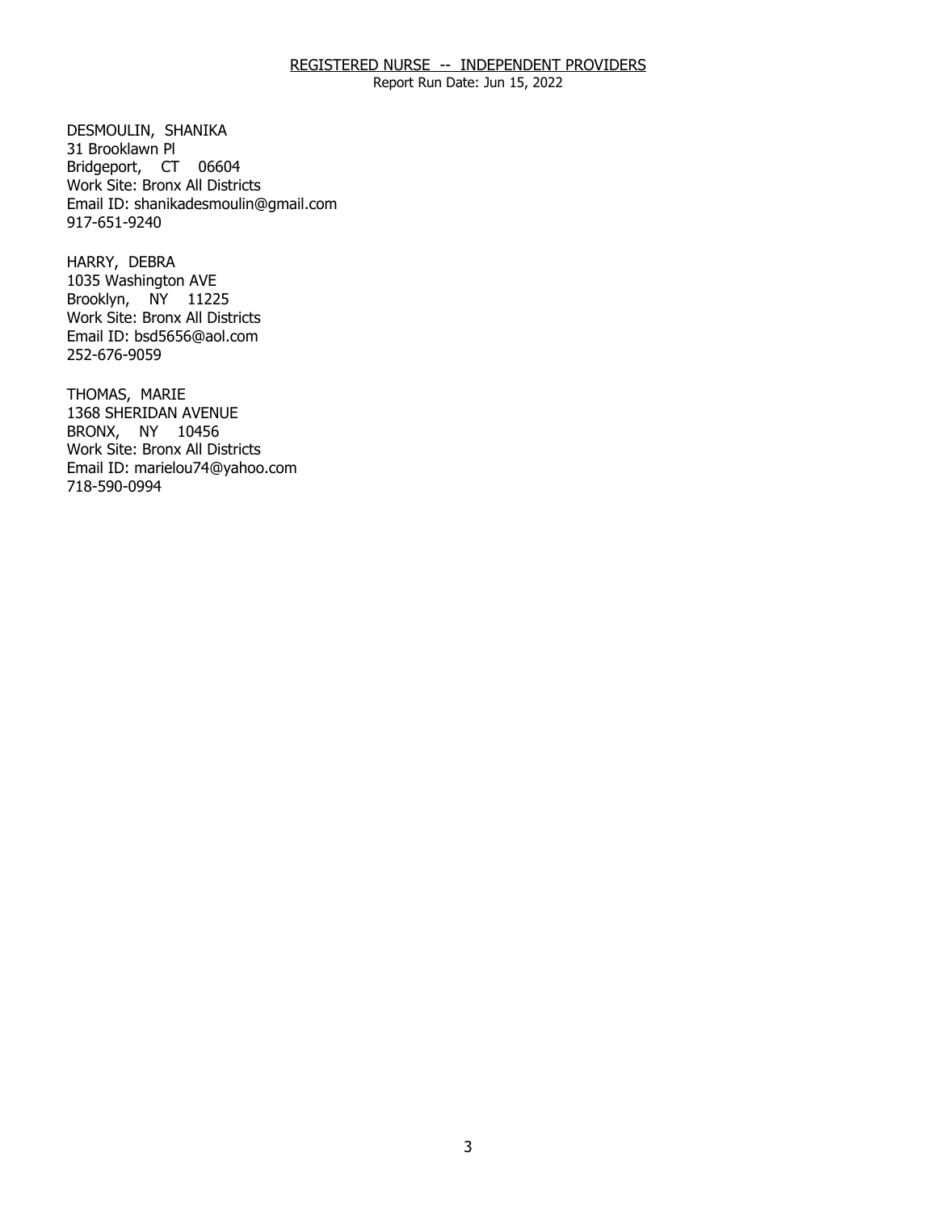REGISTERED NURSE -- INDEPENDENT PROVIDERS

Report Run Date: Jun 15, 2022

DESMOULIN, SHANIKA
31 Brooklawn Pl
Bridgeport, CT 06604
Work Site: Bronx All Districts
Email ID: shanikadesmoulin@gmail.com
917-651-9240

HARRY, DEBRA
1035 Washington AVE
Brooklyn, NY 11225
Work Site: Bronx All Districts
Email ID: bsd5656@aol.com
252-676-9059

THOMAS, MARIE
1368 SHERIDAN AVENUE
BRONX, NY 10456
Work Site: Bronx All Districts
Email ID: marielou74@yahoo.com
718-590-0994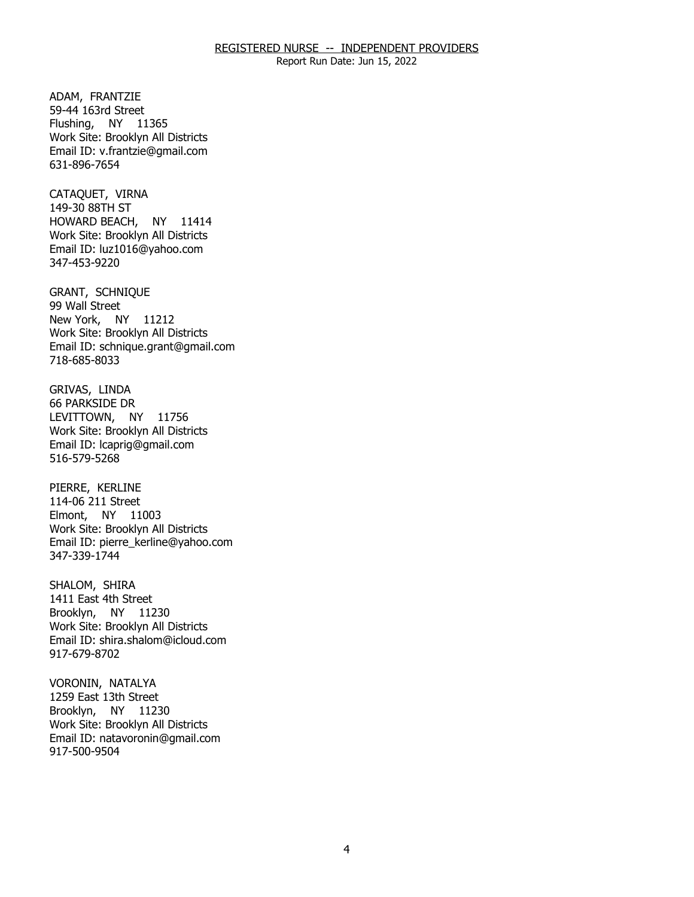REGISTERED NURSE -- INDEPENDENT PROVIDERS

Report Run Date: Jun 15, 2022

ADAM, FRANTZIE
59-44 163rd Street
Flushing, NY 11365
Work Site: Brooklyn All Districts
Email ID: v.frantzie@gmail.com
631-896-7654

CATAQUET, VIRNA
149-30 88TH ST
HOWARD BEACH, NY 11414
Work Site: Brooklyn All Districts
Email ID: luz1016@yahoo.com
347-453-9220

GRANT, SCHNIQUE
99 Wall Street
New York, NY 11212
Work Site: Brooklyn All Districts
Email ID: schnique.grant@gmail.com
718-685-8033

GRIVAS, LINDA
66 PARKSIDE DR
LEVITTOWN, NY 11756
Work Site: Brooklyn All Districts
Email ID: lcaprig@gmail.com
516-579-5268

PIERRE, KERLINE
114-06 211 Street
Elmont, NY 11003
Work Site: Brooklyn All Districts
Email ID: pierre_kerline@yahoo.com
347-339-1744

SHALOM, SHIRA
1411 East 4th Street
Brooklyn, NY 11230
Work Site: Brooklyn All Districts
Email ID: shira.shalom@icloud.com
917-679-8702

VORONIN, NATALYA
1259 East 13th Street
Brooklyn, NY 11230
Work Site: Brooklyn All Districts
Email ID: natavoronin@gmail.com
917-500-9504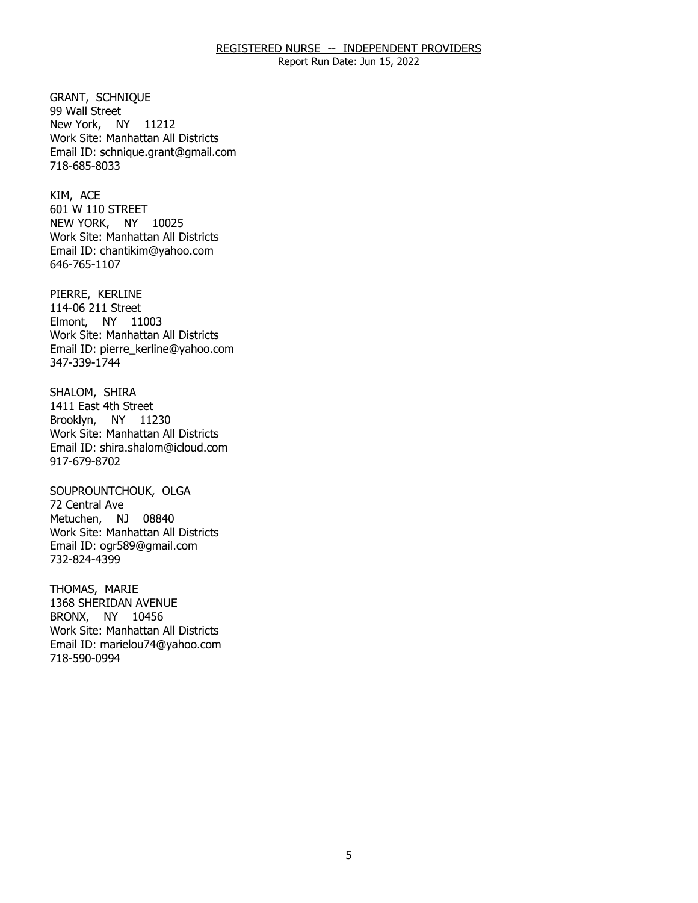GRANT, SCHNIQUE
99 Wall Street
New York, NY 11212
Work Site: Manhattan All Districts
Email ID: schnique.grant@gmail.com
718-685-8033

KIM, ACE
601 W 110 STREET
NEW YORK, NY 10025
Work Site: Manhattan All Districts
Email ID: chantikim@yahoo.com
646-765-1107

PIERRE, KERLINE
114-06 211 Street
Elmont, NY 11003
Work Site: Manhattan All Districts
Email ID: pierre_kerline@yahoo.com
347-339-1744

SHALOM, SHIRA
1411 East 4th Street
Brooklyn, NY 11230
Work Site: Manhattan All Districts
Email ID: shira.shalom@icloud.com
917-679-8702

SOUPROUNTCHOUK, OLGA
72 Central Ave
Metuchen, NJ 08840
Work Site: Manhattan All Districts
Email ID: ogr589@gmail.com
732-824-4399

THOMAS, MARIE
1368 SHERIDAN AVENUE
BRONX, NY 10456
Work Site: Manhattan All Districts
Email ID: marielou74@yahoo.com
718-590-0994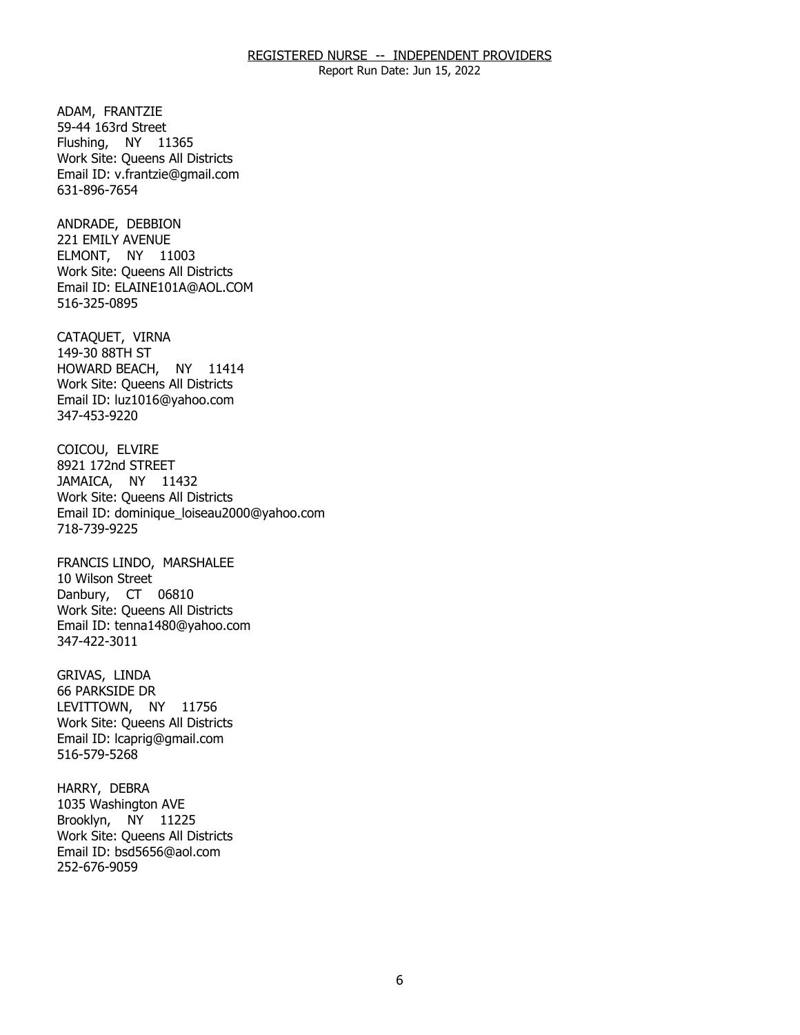ADAM, FRANTZIE
59-44 163rd Street
Flushing, NY 11365
Work Site: Queens All Districts
Email ID: v.frantzie@gmail.com
631-896-7654

ANDRADE, DEBBION
221 EMILY AVENUE
ELMONT, NY 11003
Work Site: Queens All Districts
Email ID: ELAINE101A@AOL.COM
516-325-0895

CATAQUET, VIRNA
149-30 88TH ST
HOWARD BEACH, NY 11414
Work Site: Queens All Districts
Email ID: luz1016@yahoo.com
347-453-9220

COICOU, ELVIRE
8921 172nd STREET
JAMAICA, NY 11432
Work Site: Queens All Districts
Email ID: dominique_loiseau2000@yahoo.com
718-739-9225

FRANCIS LINDO, MARSHALEE
10 Wilson Street
Danbury, CT 06810
Work Site: Queens All Districts
Email ID: tenna1480@yahoo.com
347-422-3011

GRIVAS, LINDA
66 PARKSIDE DR
LEVITTOWN, NY 11756
Work Site: Queens All Districts
Email ID: lcaprig@gmail.com
516-579-5268

HARRY, DEBRA
1035 Washington AVE
Brooklyn, NY 11225
Work Site: Queens All Districts
Email ID: bsd5656@aol.com
252-676-9059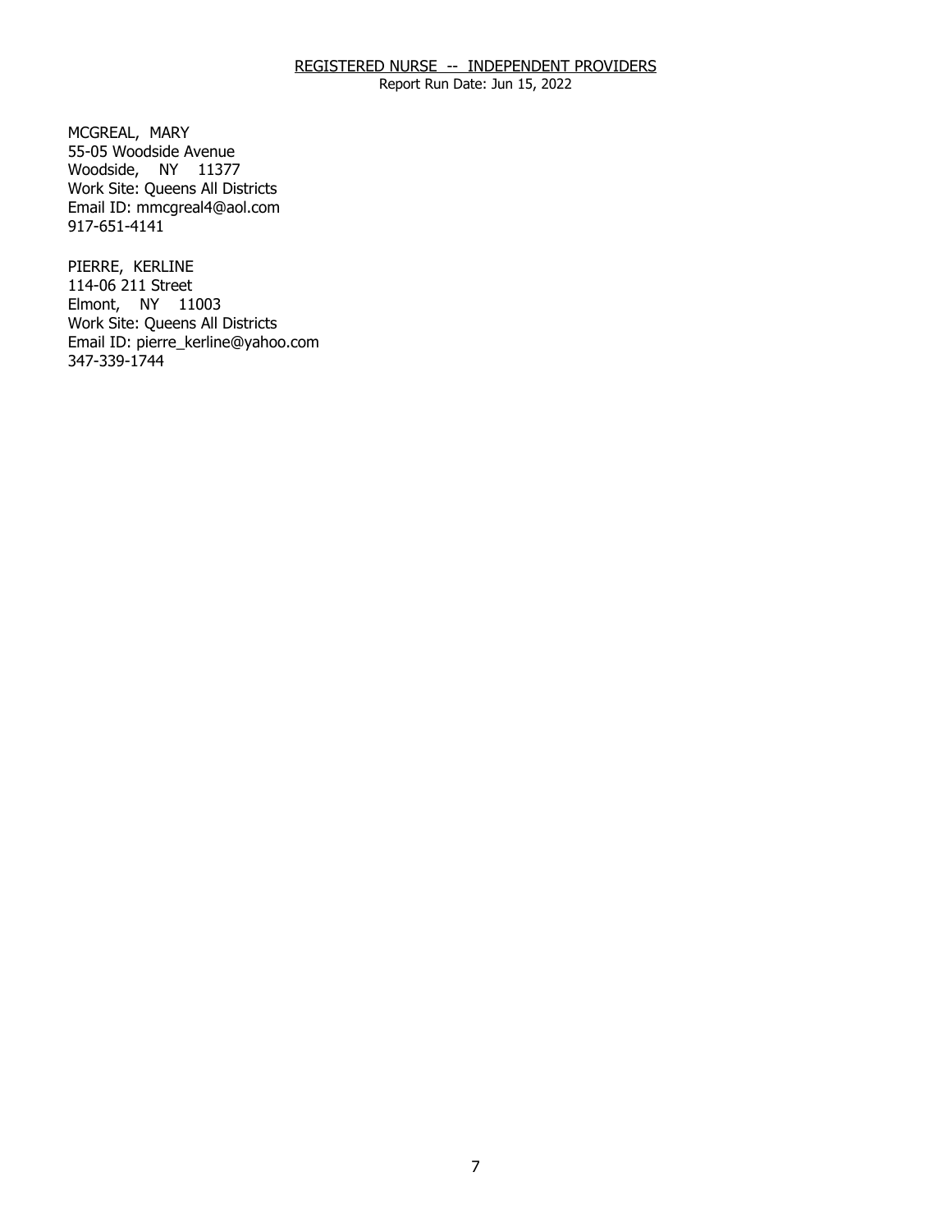REGISTERED NURSE -- INDEPENDENT PROVIDERS
Report Run Date: Jun 15, 2022

MCGREAL, MARY
55-05 Woodside Avenue
Woodside, NY 11377
Work Site: Queens All Districts
Email ID: mmcgreal4@aol.com
917-651-4141

PIERRE, KERLINE
114-06 211 Street
Elmont, NY 11003
Work Site: Queens All Districts
Email ID: pierre_kerline@yahoo.com
347-339-1744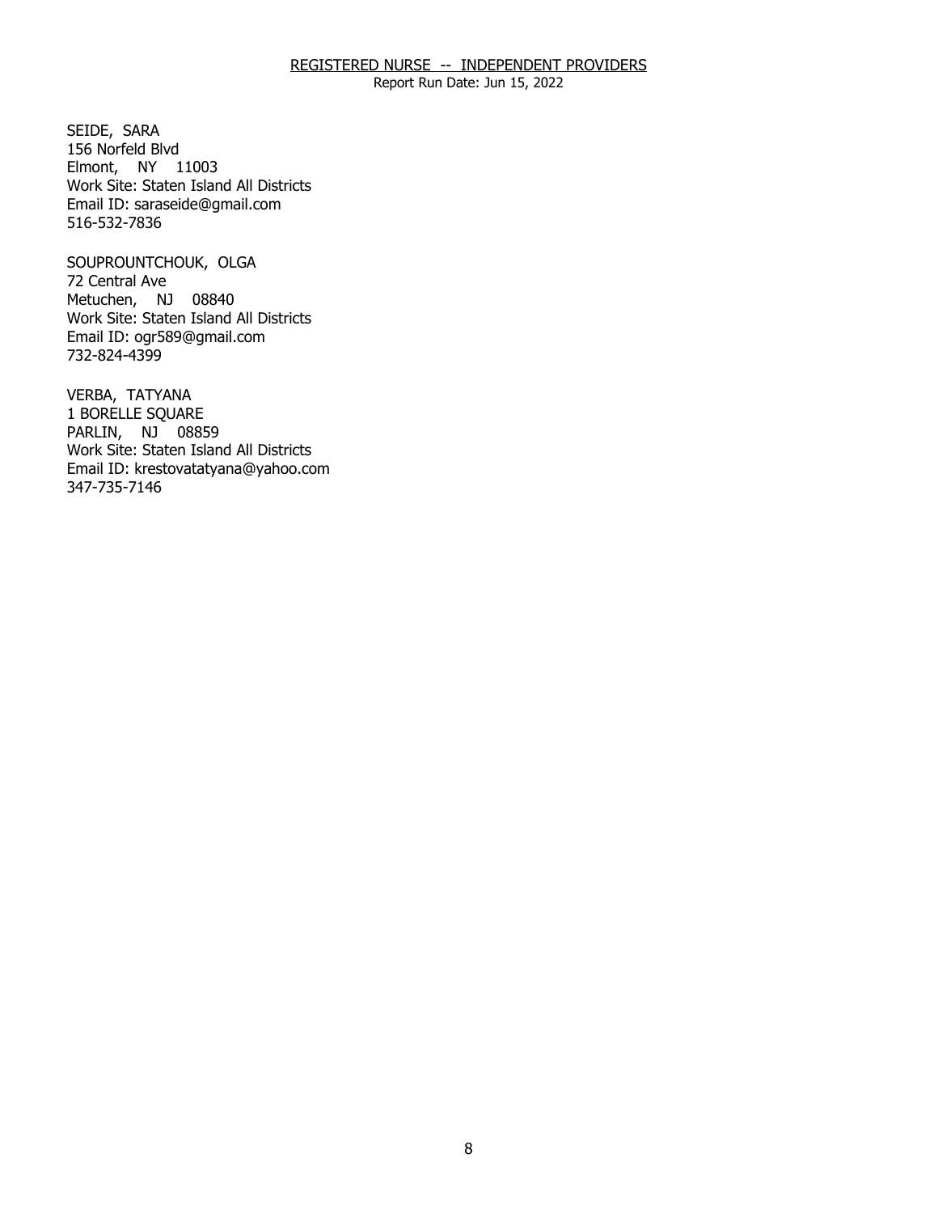SEIDE, SARA
156 Norfeld Blvd
Elmont, NY 11003
Work Site: Staten Island All Districts
Email ID: saraseide@gmail.com
516-532-7836

SOUPROUNTCHOUK, OLGA
72 Central Ave
Metuchen, NJ 08840
Work Site: Staten Island All Districts
Email ID: ogr589@gmail.com
732-824-4399

VERBA, TATYANA
1 BORELLE SQUARE
PARLIN, NJ 08859
Work Site: Staten Island All Districts
Email ID: krestovatatyana@yahoo.com
347-735-7146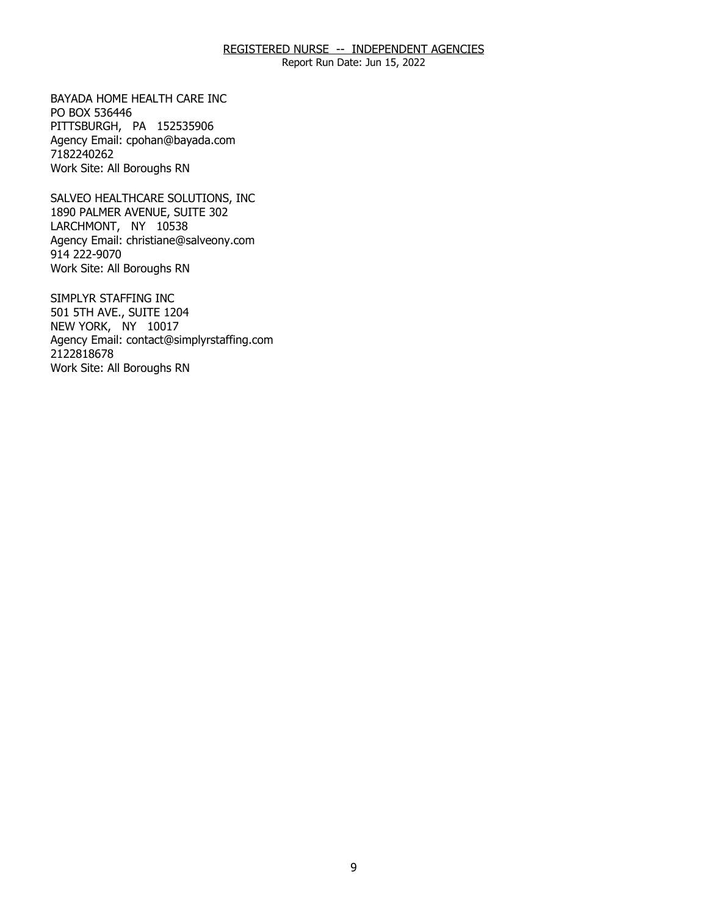BAYADA HOME HEALTH CARE INC
PO BOX 536446
PITTSBURGH, PA 152535906
Agency Email: cpohan@bayada.com
7182240262
Work Site: All Boroughs RN

SALVEO HEALTHCARE SOLUTIONS, INC
1890 PALMER AVENUE, SUITE 302
LARCHMONT, NY 10538
Agency Email: christiane@salveony.com
914 222-9070
Work Site: All Boroughs RN

SIMPLYR STAFFING INC
501 5TH AVE., SUITE 1204
NEW YORK, NY 10017
Agency Email: contact@simplyrstaffing.com
2122818678
Work Site: All Boroughs RN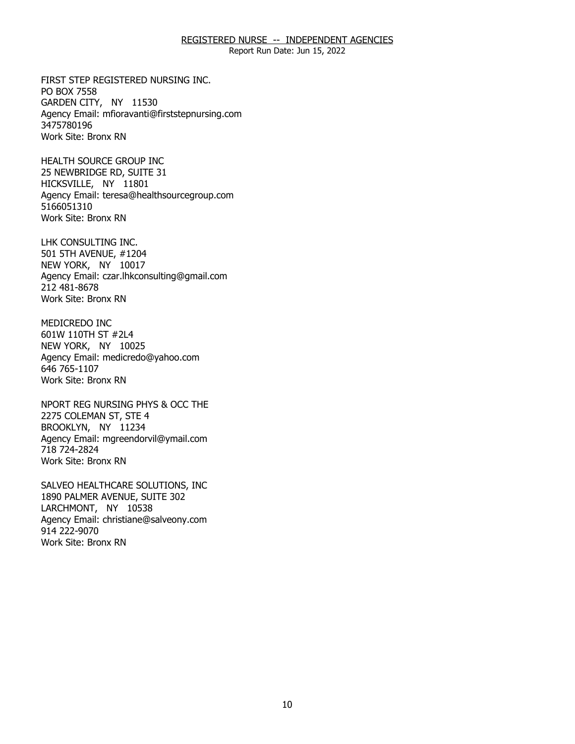REGISTERED NURSE -- INDEPENDENT AGENCIES
Report Run Date: Jun 15, 2022

FIRST STEP REGISTERED NURSING INC.
PO BOX 7558
GARDEN CITY, NY 11530
Agency Email: mfioravanti@firststepnursing.com
3475780196
Work Site: Bronx RN

HEALTH SOURCE GROUP INC
25 NEWBRIDGE RD, SUITE 31
HICKSVILLE, NY 11801
Agency Email: teresa@healthsourcegroup.com
5166051310
Work Site: Bronx RN

LHK CONSULTING INC.
501 5TH AVENUE, #1204
NEW YORK, NY 10017
Agency Email: czar.lhkconsulting@gmail.com
212 481-8678
Work Site: Bronx RN

MEDICREDO INC
601W 110TH ST #2L4
NEW YORK, NY 10025
Agency Email: medicredo@yahoo.com
646 765-1107
Work Site: Bronx RN

NPORT REG NURSING PHYS & OCC THE
2275 COLEMAN ST, STE 4
BROOKLYN, NY 11234
Agency Email: mgreendorvil@ymail.com
718 724-2824
Work Site: Bronx RN

SALVEO HEALTHCARE SOLUTIONS, INC
1890 PALMER AVENUE, SUITE 302
LARCHMONT, NY 10538
Agency Email: christiane@salveony.com
914 222-9070
Work Site: Bronx RN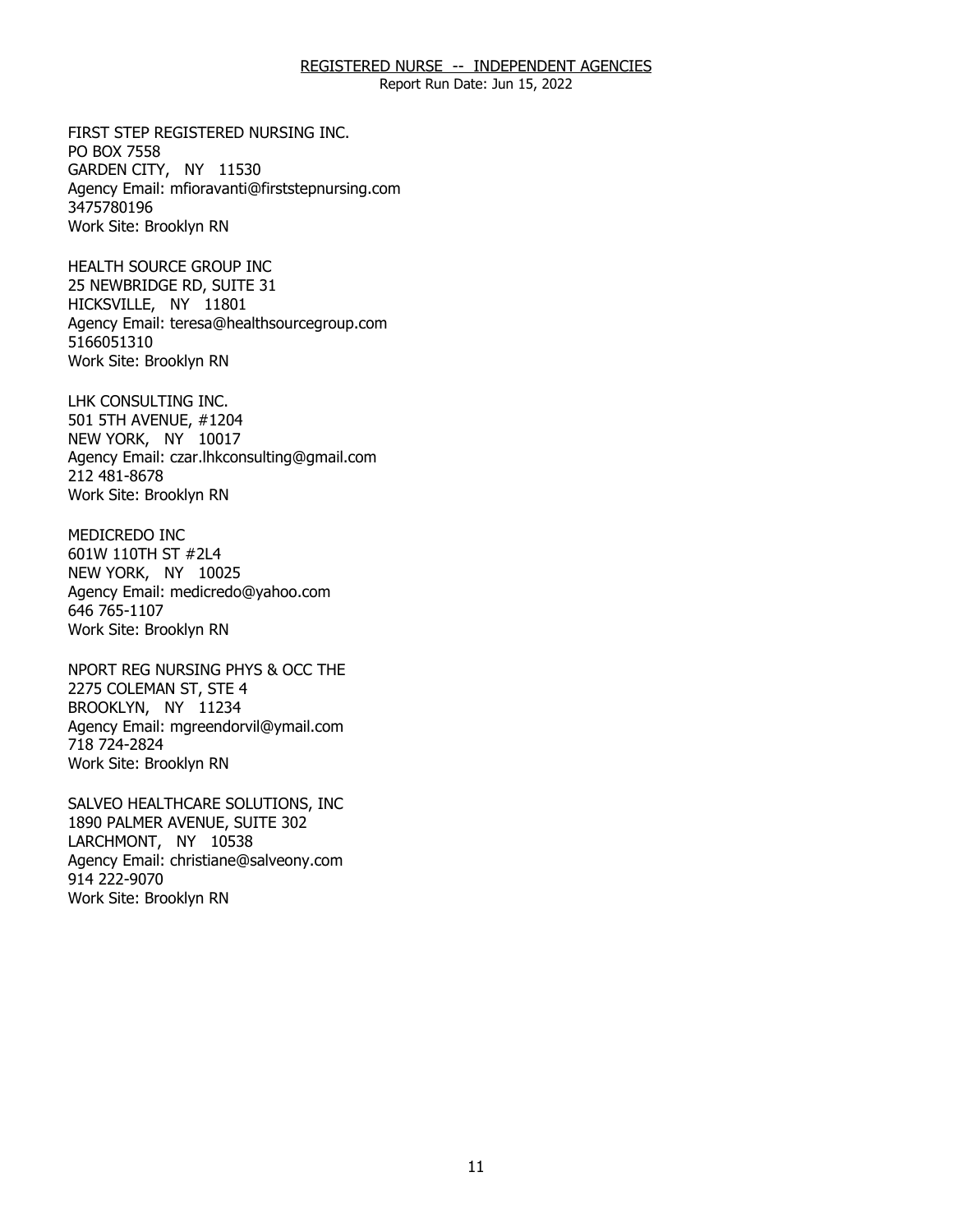REGISTERED NURSE -- INDEPENDENT AGENCIES

Report Run Date: Jun 15, 2022

FIRST STEP REGISTERED NURSING INC.
PO BOX 7558
GARDEN CITY, NY 11530
Agency Email: mfioravanti@firststepnursing.com
3475780196
Work Site: Brooklyn RN

HEALTH SOURCE GROUP INC
25 NEWBRIDGE RD, SUITE 31
HICKSVILLE, NY 11801
Agency Email: teresa@healthsourcegroup.com
5166051310
Work Site: Brooklyn RN

LHK CONSULTING INC.
501 5TH AVENUE, #1204
NEW YORK, NY 10017
Agency Email: czar.lhkconsulting@gmail.com
212 481-8678
Work Site: Brooklyn RN

MEDICREDO INC
601W 110TH ST #2L4
NEW YORK, NY 10025
Agency Email: medicredo@yahoo.com
646 765-1107
Work Site: Brooklyn RN

NPORT REG NURSING PHYS & OCC THE
2275 COLEMAN ST, STE 4
BROOKLYN, NY 11234
Agency Email: mgreendorvil@ymail.com
718 724-2824
Work Site: Brooklyn RN

SALVEO HEALTHCARE SOLUTIONS, INC
1890 PALMER AVENUE, SUITE 302
LARCHMONT, NY 10538
Agency Email: christiane@salveony.com
914 222-9070
Work Site: Brooklyn RN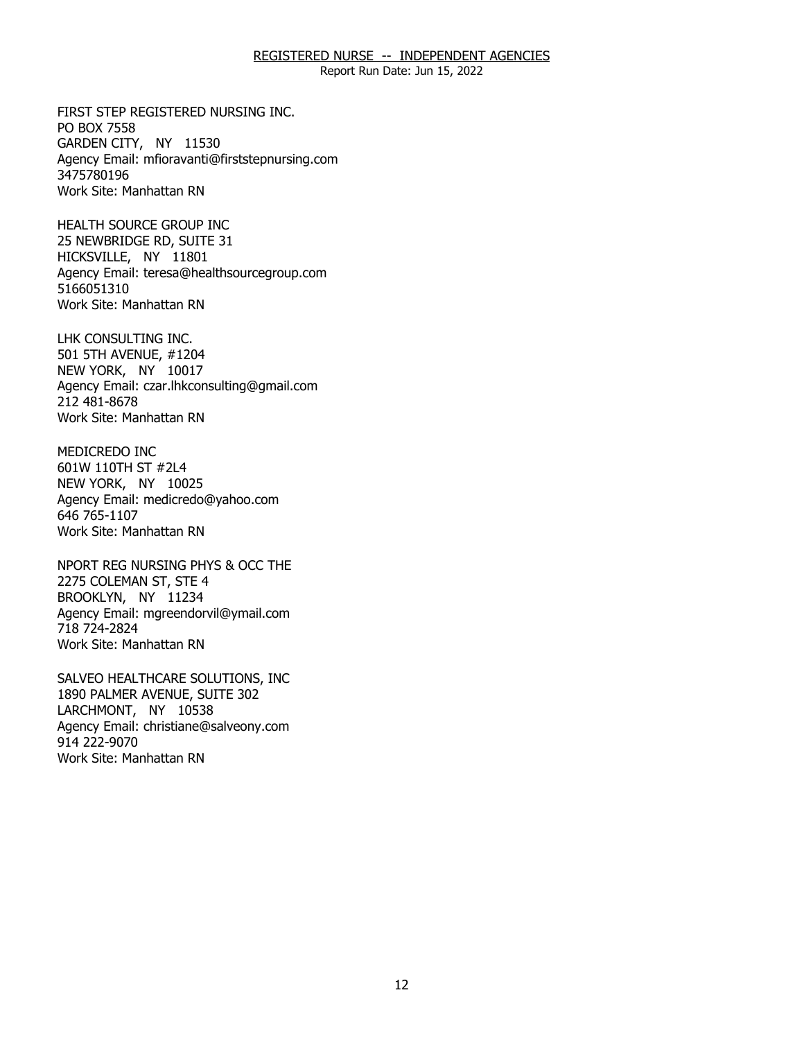FIRST STEP REGISTERED NURSING INC.
PO BOX 7558
GARDEN CITY, NY 11530
Agency Email: mfioravanti@firststepnursing.com
3475780196
Work Site: Manhattan RN

HEALTH SOURCE GROUP INC
25 NEWBRIDGE RD, SUITE 31
HICKSVILLE, NY 11801
Agency Email: teresa@healthsourcegroup.com
5166051310
Work Site: Manhattan RN

LHK CONSULTING INC.
501 5TH AVENUE, #1204
NEW YORK, NY 10017
Agency Email: czar.lhkconsulting@gmail.com
212 481-8678
Work Site: Manhattan RN

MEDICREDO INC
601W 110TH ST #2L4
NEW YORK, NY 10025
Agency Email: medicredo@yahoo.com
646 765-1107
Work Site: Manhattan RN

NPORT REG NURSING PHYS & OCC THE
2275 COLEMAN ST, STE 4
BROOKLYN, NY 11234
Agency Email: mgreendorvil@ymail.com
718 724-2824
Work Site: Manhattan RN

SALVEO HEALTHCARE SOLUTIONS, INC
1890 PALMER AVENUE, SUITE 302
LARCHMONT, NY 10538
Agency Email: christiane@salveony.com
914 222-9070
Work Site: Manhattan RN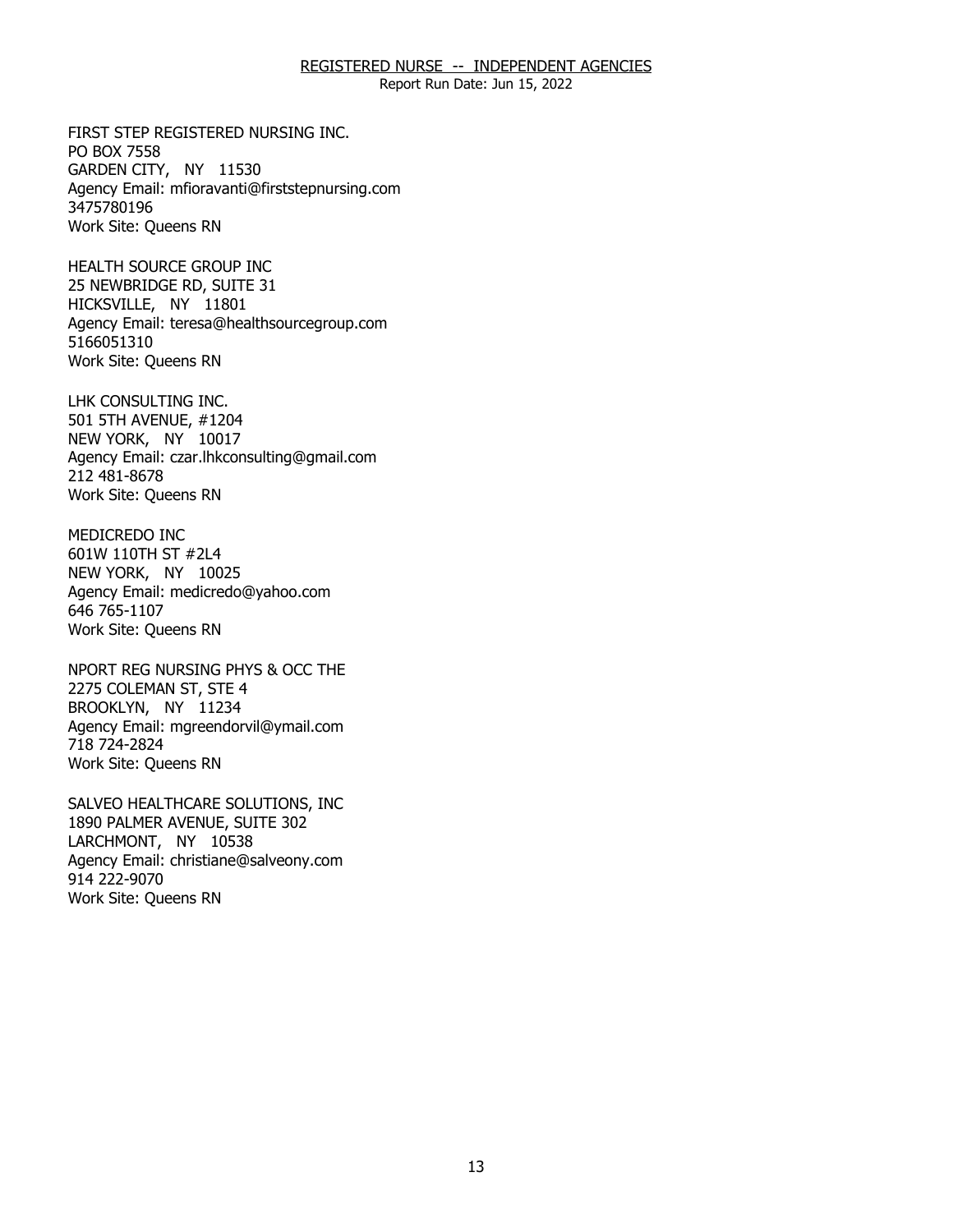REGISTERED NURSE -- INDEPENDENT AGENCIES

Report Run Date: Jun 15, 2022

FIRST STEP REGISTERED NURSING INC.
PO BOX 7558
GARDEN CITY, NY 11530
Agency Email: mfioravanti@firststepnursing.com
3475780196
Work Site: Queens RN

HEALTH SOURCE GROUP INC
25 NEWBRIDGE RD, SUITE 31
HICKSVILLE, NY 11801
Agency Email: teresa@healthsourcegroup.com
5166051310
Work Site: Queens RN

LHK CONSULTING INC.
501 5TH AVENUE, #1204
NEW YORK, NY 10017
Agency Email: czar.lhkconsulting@gmail.com
212 481-8678
Work Site: Queens RN

MEDICREDO INC
601W 110TH ST #2L4
NEW YORK, NY 10025
Agency Email: medicredo@yahoo.com
646 765-1107
Work Site: Queens RN

NPORT REG NURSING PHYS & OCC THE
2275 COLEMAN ST, STE 4
BROOKLYN, NY 11234
Agency Email: mgreendorvil@ymail.com
718 724-2824
Work Site: Queens RN

SALVEO HEALTHCARE SOLUTIONS, INC
1890 PALMER AVENUE, SUITE 302
LARCHMONT, NY 10538
Agency Email: christiane@salveony.com
914 222-9070
Work Site: Queens RN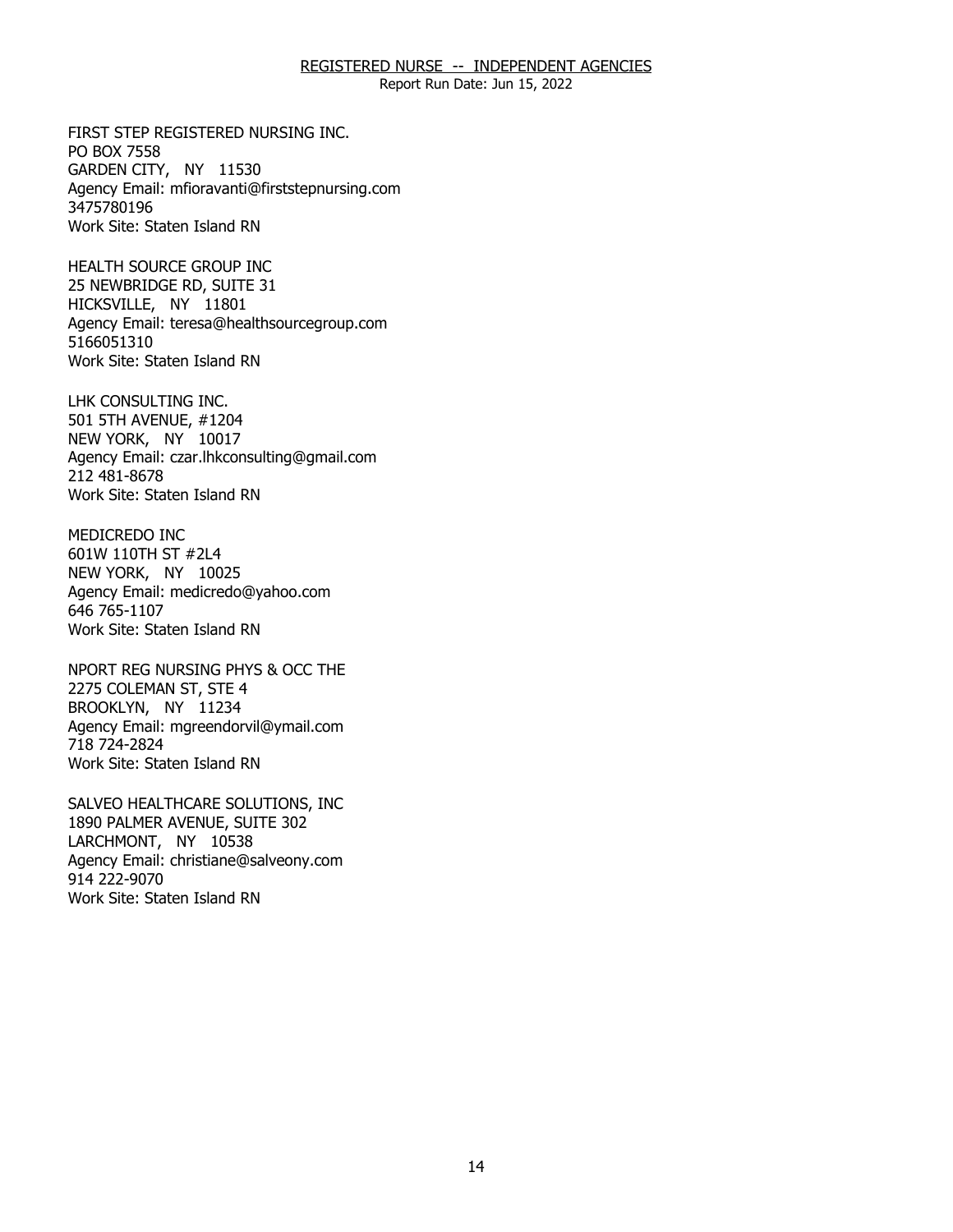FIRST STEP REGISTERED NURSING INC.
PO BOX 7558
GARDEN CITY, NY 11530
Agency Email: mfioravanti@firststepnursing.com
3475780196
Work Site: Staten Island RN

HEALTH SOURCE GROUP INC
25 NEWBRIDGE RD, SUITE 31
HICKSVILLE, NY 11801
Agency Email: teresa@healthsourcegroup.com
5166051310
Work Site: Staten Island RN

LHK CONSULTING INC.
501 5TH AVENUE, #1204
NEW YORK, NY 10017
Agency Email: czar.lhkconsulting@gmail.com
212 481-8678
Work Site: Staten Island RN

MEDICREDO INC
601W 110TH ST #2L4
NEW YORK, NY 10025
Agency Email: medicredo@yahoo.com
646 765-1107
Work Site: Staten Island RN

NPORT REG NURSING PHYS & OCC THE
2275 COLEMAN ST, STE 4
BROOKLYN, NY 11234
Agency Email: mgreendorvil@ymail.com
718 724-2824
Work Site: Staten Island RN

SALVEO HEALTHCARE SOLUTIONS, INC
1890 PALMER AVENUE, SUITE 302
LARCHMONT, NY 10538
Agency Email: christiane@salveony.com
914 222-9070
Work Site: Staten Island RN